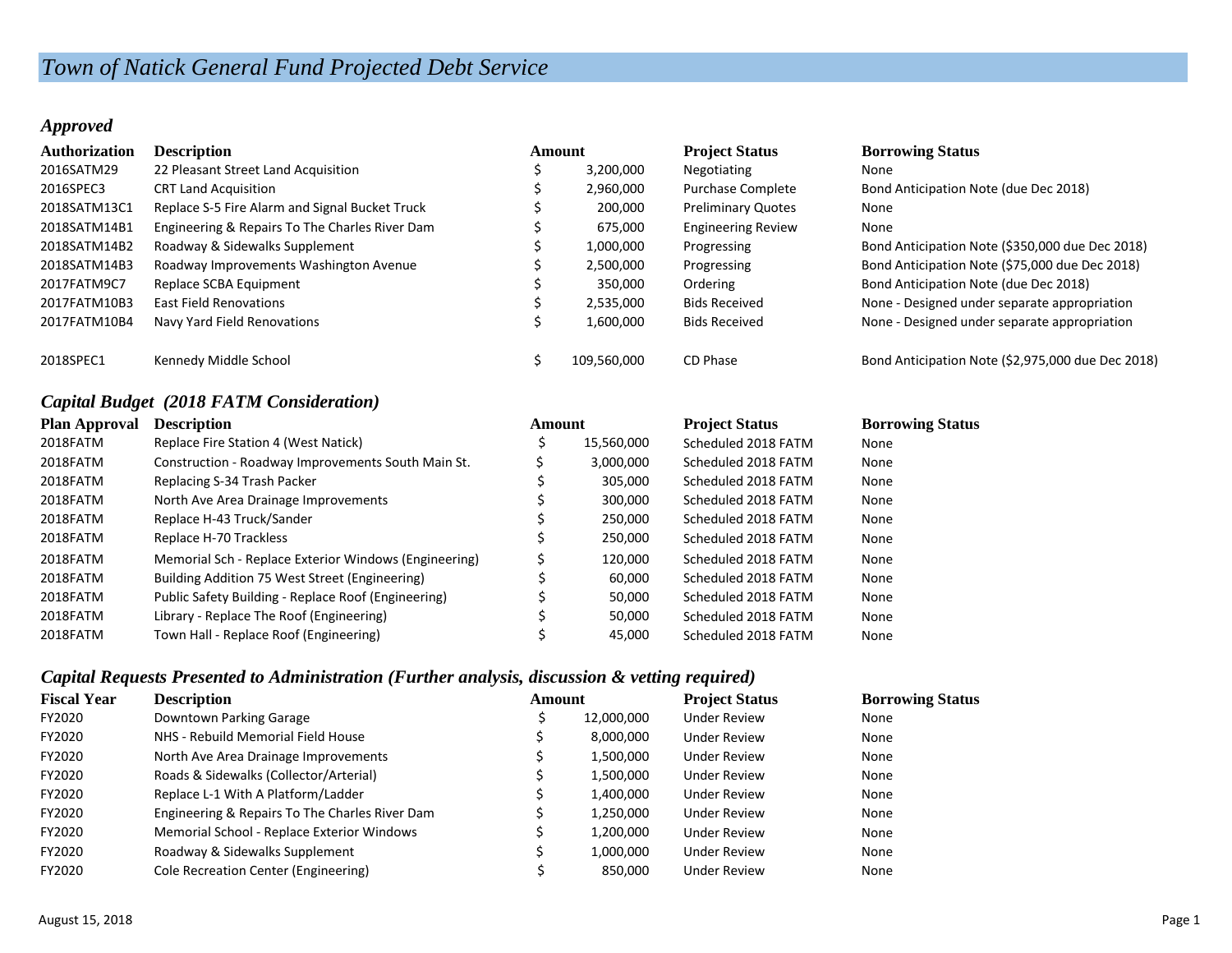# Town of Natick General Fund Projected Debt Service

## *Approved*

| Authorization | Description | Amount | Project Status | Borrowing Status |
|---|---|---|---|---|
| 2016SATM29 | 22 Pleasant Street Land Acquisition | $ 3,200,000 | Negotiating | None |
| 2016SPEC3 | CRT Land Acquisition | $ 2,960,000 | Purchase Complete | Bond Anticipation Note (due Dec 2018) |
| 2018SATM13C1 | Replace S-5 Fire Alarm and Signal Bucket Truck | $ 200,000 | Preliminary Quotes | None |
| 2018SATM14B1 | Engineering & Repairs To The Charles River Dam | $ 675,000 | Engineering Review | None |
| 2018SATM14B2 | Roadway & Sidewalks Supplement | $ 1,000,000 | Progressing | Bond Anticipation Note ($350,000 due Dec 2018) |
| 2018SATM14B3 | Roadway Improvements Washington Avenue | $ 2,500,000 | Progressing | Bond Anticipation Note ($75,000 due Dec 2018) |
| 2017FATM9C7 | Replace SCBA Equipment | $ 350,000 | Ordering | Bond Anticipation Note (due Dec 2018) |
| 2017FATM10B3 | East Field Renovations | $ 2,535,000 | Bids Received | None - Designed under separate appropriation |
| 2017FATM10B4 | Navy Yard Field Renovations | $ 1,600,000 | Bids Received | None - Designed under separate appropriation |
| 2018SPEC1 | Kennedy Middle School | $ 109,560,000 | CD Phase | Bond Anticipation Note ($2,975,000 due Dec 2018) |

## *Capital Budget (2018 FATM Consideration)*

| Plan Approval | Description | Amount | Project Status | Borrowing Status |
|---|---|---|---|---|
| 2018FATM | Replace Fire Station 4 (West Natick) | $ 15,560,000 | Scheduled 2018 FATM | None |
| 2018FATM | Construction - Roadway Improvements South Main St. | $ 3,000,000 | Scheduled 2018 FATM | None |
| 2018FATM | Replacing S-34 Trash Packer | $ 305,000 | Scheduled 2018 FATM | None |
| 2018FATM | North Ave Area Drainage Improvements | $ 300,000 | Scheduled 2018 FATM | None |
| 2018FATM | Replace H-43 Truck/Sander | $ 250,000 | Scheduled 2018 FATM | None |
| 2018FATM | Replace H-70 Trackless | $ 250,000 | Scheduled 2018 FATM | None |
| 2018FATM | Memorial Sch - Replace Exterior Windows (Engineering) | $ 120,000 | Scheduled 2018 FATM | None |
| 2018FATM | Building Addition 75 West Street (Engineering) | $ 60,000 | Scheduled 2018 FATM | None |
| 2018FATM | Public Safety Building - Replace Roof (Engineering) | $ 50,000 | Scheduled 2018 FATM | None |
| 2018FATM | Library - Replace The Roof (Engineering) | $ 50,000 | Scheduled 2018 FATM | None |
| 2018FATM | Town Hall - Replace Roof (Engineering) | $ 45,000 | Scheduled 2018 FATM | None |

## *Capital Requests Presented to Administration (Further analysis, discussion & vetting required)*

| Fiscal Year | Description | Amount | Project Status | Borrowing Status |
|---|---|---|---|---|
| FY2020 | Downtown Parking Garage | $ 12,000,000 | Under Review | None |
| FY2020 | NHS - Rebuild Memorial Field House | $ 8,000,000 | Under Review | None |
| FY2020 | North Ave Area Drainage Improvements | $ 1,500,000 | Under Review | None |
| FY2020 | Roads & Sidewalks (Collector/Arterial) | $ 1,500,000 | Under Review | None |
| FY2020 | Replace L-1 With A Platform/Ladder | $ 1,400,000 | Under Review | None |
| FY2020 | Engineering & Repairs To The Charles River Dam | $ 1,250,000 | Under Review | None |
| FY2020 | Memorial School - Replace Exterior Windows | $ 1,200,000 | Under Review | None |
| FY2020 | Roadway & Sidewalks Supplement | $ 1,000,000 | Under Review | None |
| FY2020 | Cole Recreation Center (Engineering) | $ 850,000 | Under Review | None |

August 15, 2018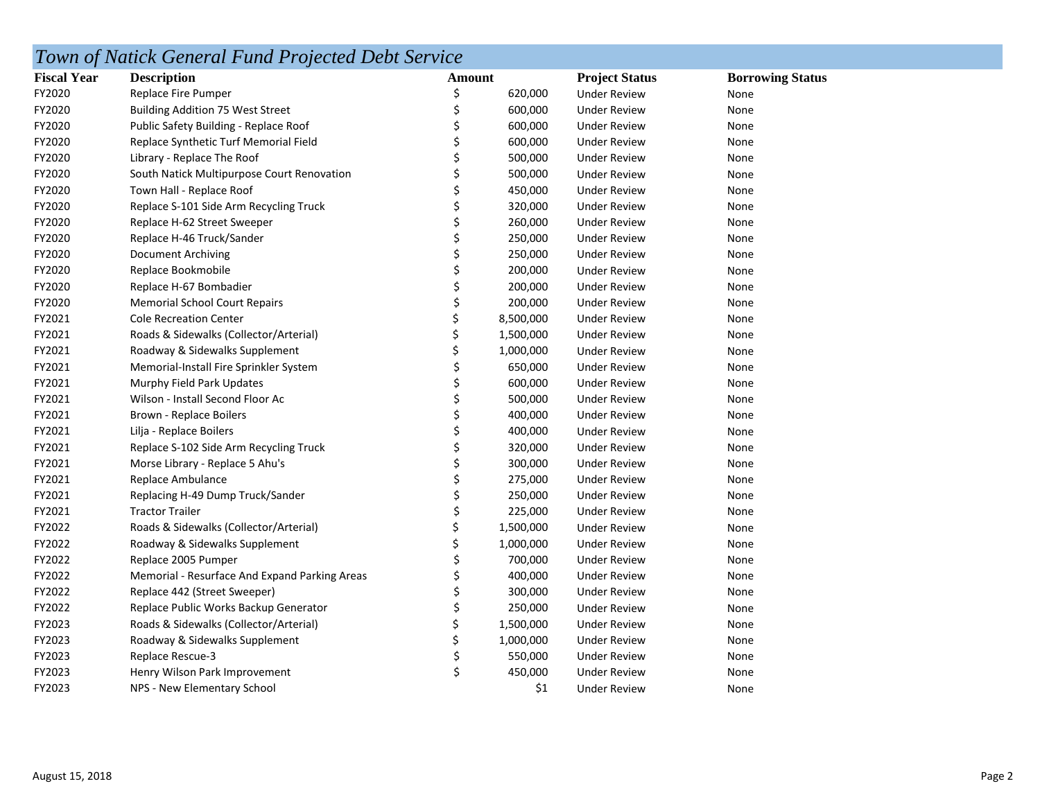# *Town of Natick General Fund Projected Debt Service*

| Fiscal Year | Description | Amount | Project Status | Borrowing Status |
|---|---|---|---|---|
| FY2020 | Replace Fire Pumper | $ 620,000 | Under Review | None |
| FY2020 | Building Addition 75 West Street | $ 600,000 | Under Review | None |
| FY2020 | Public Safety Building - Replace Roof | $ 600,000 | Under Review | None |
| FY2020 | Replace Synthetic Turf Memorial Field | $ 600,000 | Under Review | None |
| FY2020 | Library - Replace The Roof | $ 500,000 | Under Review | None |
| FY2020 | South Natick Multipurpose Court Renovation | $ 500,000 | Under Review | None |
| FY2020 | Town Hall - Replace Roof | $ 450,000 | Under Review | None |
| FY2020 | Replace S-101 Side Arm Recycling Truck | $ 320,000 | Under Review | None |
| FY2020 | Replace H-62 Street Sweeper | $ 260,000 | Under Review | None |
| FY2020 | Replace H-46 Truck/Sander | $ 250,000 | Under Review | None |
| FY2020 | Document Archiving | $ 250,000 | Under Review | None |
| FY2020 | Replace Bookmobile | $ 200,000 | Under Review | None |
| FY2020 | Replace H-67 Bombadier | $ 200,000 | Under Review | None |
| FY2020 | Memorial School Court Repairs | $ 200,000 | Under Review | None |
| FY2021 | Cole Recreation Center | $ 8,500,000 | Under Review | None |
| FY2021 | Roads & Sidewalks (Collector/Arterial) | $ 1,500,000 | Under Review | None |
| FY2021 | Roadway & Sidewalks Supplement | $ 1,000,000 | Under Review | None |
| FY2021 | Memorial-Install Fire Sprinkler System | $ 650,000 | Under Review | None |
| FY2021 | Murphy Field Park Updates | $ 600,000 | Under Review | None |
| FY2021 | Wilson - Install Second Floor Ac | $ 500,000 | Under Review | None |
| FY2021 | Brown - Replace Boilers | $ 400,000 | Under Review | None |
| FY2021 | Lilja - Replace Boilers | $ 400,000 | Under Review | None |
| FY2021 | Replace S-102 Side Arm Recycling Truck | $ 320,000 | Under Review | None |
| FY2021 | Morse Library - Replace 5 Ahu's | $ 300,000 | Under Review | None |
| FY2021 | Replace Ambulance | $ 275,000 | Under Review | None |
| FY2021 | Replacing H-49 Dump Truck/Sander | $ 250,000 | Under Review | None |
| FY2021 | Tractor Trailer | $ 225,000 | Under Review | None |
| FY2022 | Roads & Sidewalks (Collector/Arterial) | $ 1,500,000 | Under Review | None |
| FY2022 | Roadway & Sidewalks Supplement | $ 1,000,000 | Under Review | None |
| FY2022 | Replace 2005 Pumper | $ 700,000 | Under Review | None |
| FY2022 | Memorial - Resurface And Expand Parking Areas | $ 400,000 | Under Review | None |
| FY2022 | Replace 442 (Street Sweeper) | $ 300,000 | Under Review | None |
| FY2022 | Replace Public Works Backup Generator | $ 250,000 | Under Review | None |
| FY2023 | Roads & Sidewalks (Collector/Arterial) | $ 1,500,000 | Under Review | None |
| FY2023 | Roadway & Sidewalks Supplement | $ 1,000,000 | Under Review | None |
| FY2023 | Replace Rescue-3 | $ 550,000 | Under Review | None |
| FY2023 | Henry Wilson Park Improvement | $ 450,000 | Under Review | None |
| FY2023 | NPS - New Elementary School | $1 | Under Review | None |

August 15, 2018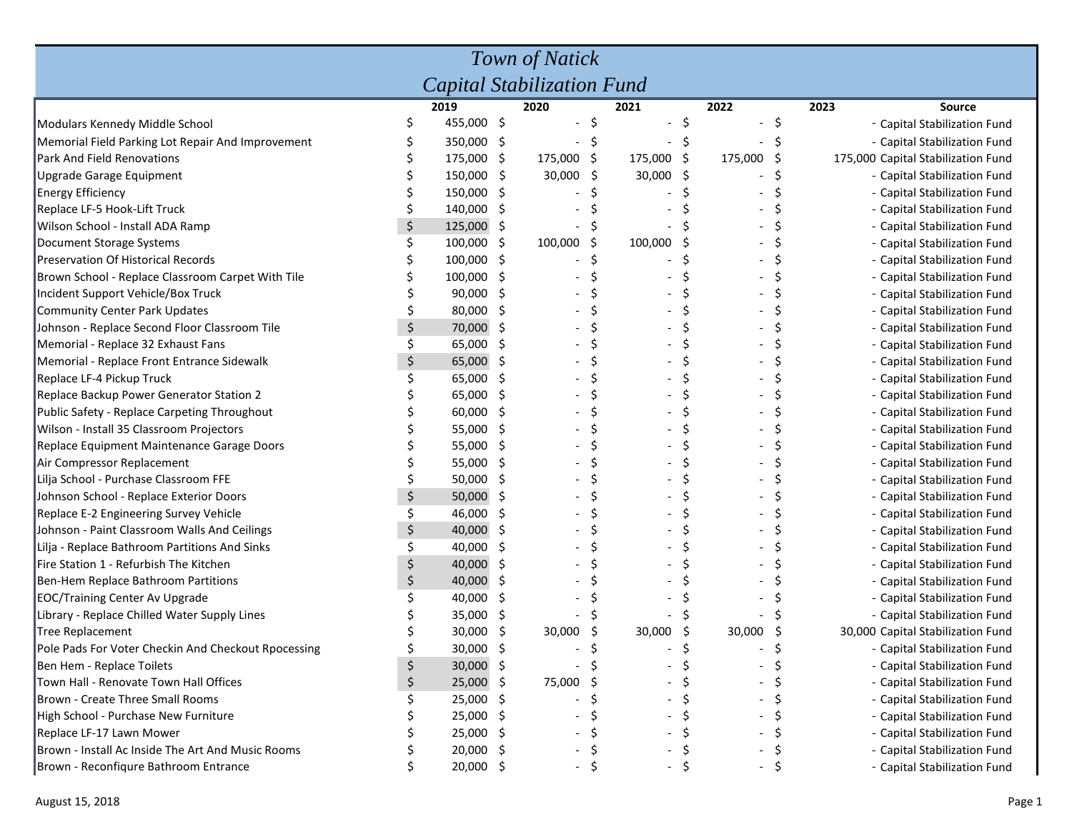# Town of Natick

## Capital Stabilization Fund

| | 2019 | 2020 | 2021 | 2022 | 2023 | Source |
|---|---|---|---|---|---|---|
| Modulars Kennedy Middle School | $ 455,000 | $ - | $ - | $ - | $ - | Capital Stabilization Fund |
| Memorial Field Parking Lot Repair And Improvement | $ 350,000 | $ - | $ - | $ - | $ - | Capital Stabilization Fund |
| Park And Field Renovations | $ 175,000 | $ 175,000 | $ 175,000 | $ 175,000 | $ 175,000 | Capital Stabilization Fund |
| Upgrade Garage Equipment | $ 150,000 | $ 30,000 | $ 30,000 | $ - | $ - | Capital Stabilization Fund |
| Energy Efficiency | $ 150,000 | $ - | $ - | $ - | $ - | Capital Stabilization Fund |
| Replace LF-5 Hook-Lift Truck | $ 140,000 | $ - | $ - | $ - | $ - | Capital Stabilization Fund |
| Wilson School - Install ADA Ramp | $ 125,000 | $ - | $ - | $ - | $ - | Capital Stabilization Fund |
| Document Storage Systems | $ 100,000 | $ 100,000 | $ 100,000 | $ - | $ - | Capital Stabilization Fund |
| Preservation Of Historical Records | $ 100,000 | $ - | $ - | $ - | $ - | Capital Stabilization Fund |
| Brown School - Replace Classroom Carpet With Tile | $ 100,000 | $ - | $ - | $ - | $ - | Capital Stabilization Fund |
| Incident Support Vehicle/Box Truck | $ 90,000 | $ - | $ - | $ - | $ - | Capital Stabilization Fund |
| Community Center Park Updates | $ 80,000 | $ - | $ - | $ - | $ - | Capital Stabilization Fund |
| Johnson - Replace Second Floor Classroom Tile | $ 70,000 | $ - | $ - | $ - | $ - | Capital Stabilization Fund |
| Memorial - Replace 32 Exhaust Fans | $ 65,000 | $ - | $ - | $ - | $ - | Capital Stabilization Fund |
| Memorial - Replace Front Entrance Sidewalk | $ 65,000 | $ - | $ - | $ - | $ - | Capital Stabilization Fund |
| Replace LF-4 Pickup Truck | $ 65,000 | $ - | $ - | $ - | $ - | Capital Stabilization Fund |
| Replace Backup Power Generator Station 2 | $ 65,000 | $ - | $ - | $ - | $ - | Capital Stabilization Fund |
| Public Safety - Replace Carpeting Throughout | $ 60,000 | $ - | $ - | $ - | $ - | Capital Stabilization Fund |
| Wilson - Install 35 Classroom Projectors | $ 55,000 | $ - | $ - | $ - | $ - | Capital Stabilization Fund |
| Replace Equipment Maintenance Garage Doors | $ 55,000 | $ - | $ - | $ - | $ - | Capital Stabilization Fund |
| Air Compressor Replacement | $ 55,000 | $ - | $ - | $ - | $ - | Capital Stabilization Fund |
| Lilja School - Purchase Classroom FFE | $ 50,000 | $ - | $ - | $ - | $ - | Capital Stabilization Fund |
| Johnson School - Replace Exterior Doors | $ 50,000 | $ - | $ - | $ - | $ - | Capital Stabilization Fund |
| Replace E-2 Engineering Survey Vehicle | $ 46,000 | $ - | $ - | $ - | $ - | Capital Stabilization Fund |
| Johnson - Paint Classroom Walls And Ceilings | $ 40,000 | $ - | $ - | $ - | $ - | Capital Stabilization Fund |
| Lilja - Replace Bathroom Partitions And Sinks | $ 40,000 | $ - | $ - | $ - | $ - | Capital Stabilization Fund |
| Fire Station 1 - Refurbish The Kitchen | $ 40,000 | $ - | $ - | $ - | $ - | Capital Stabilization Fund |
| Ben-Hem Replace Bathroom Partitions | $ 40,000 | $ - | $ - | $ - | $ - | Capital Stabilization Fund |
| EOC/Training Center Av Upgrade | $ 40,000 | $ - | $ - | $ - | $ - | Capital Stabilization Fund |
| Library - Replace Chilled Water Supply Lines | $ 35,000 | $ - | $ - | $ - | $ - | Capital Stabilization Fund |
| Tree Replacement | $ 30,000 | $ 30,000 | $ 30,000 | $ 30,000 | $ 30,000 | Capital Stabilization Fund |
| Pole Pads For Voter Checkin And Checkout Rpocessing | $ 30,000 | $ - | $ - | $ - | $ - | Capital Stabilization Fund |
| Ben Hem - Replace Toilets | $ 30,000 | $ - | $ - | $ - | $ - | Capital Stabilization Fund |
| Town Hall - Renovate Town Hall Offices | $ 25,000 | $ 75,000 | $ - | $ - | $ - | Capital Stabilization Fund |
| Brown - Create Three Small Rooms | $ 25,000 | $ - | $ - | $ - | $ - | Capital Stabilization Fund |
| High School - Purchase New Furniture | $ 25,000 | $ - | $ - | $ - | $ - | Capital Stabilization Fund |
| Replace LF-17 Lawn Mower | $ 25,000 | $ - | $ - | $ - | $ - | Capital Stabilization Fund |
| Brown - Install Ac Inside The Art And Music Rooms | $ 20,000 | $ - | $ - | $ - | $ - | Capital Stabilization Fund |
| Brown - Reconfiqure Bathroom Entrance | $ 20,000 | $ - | $ - | $ - | $ - | Capital Stabilization Fund |

August 15, 2018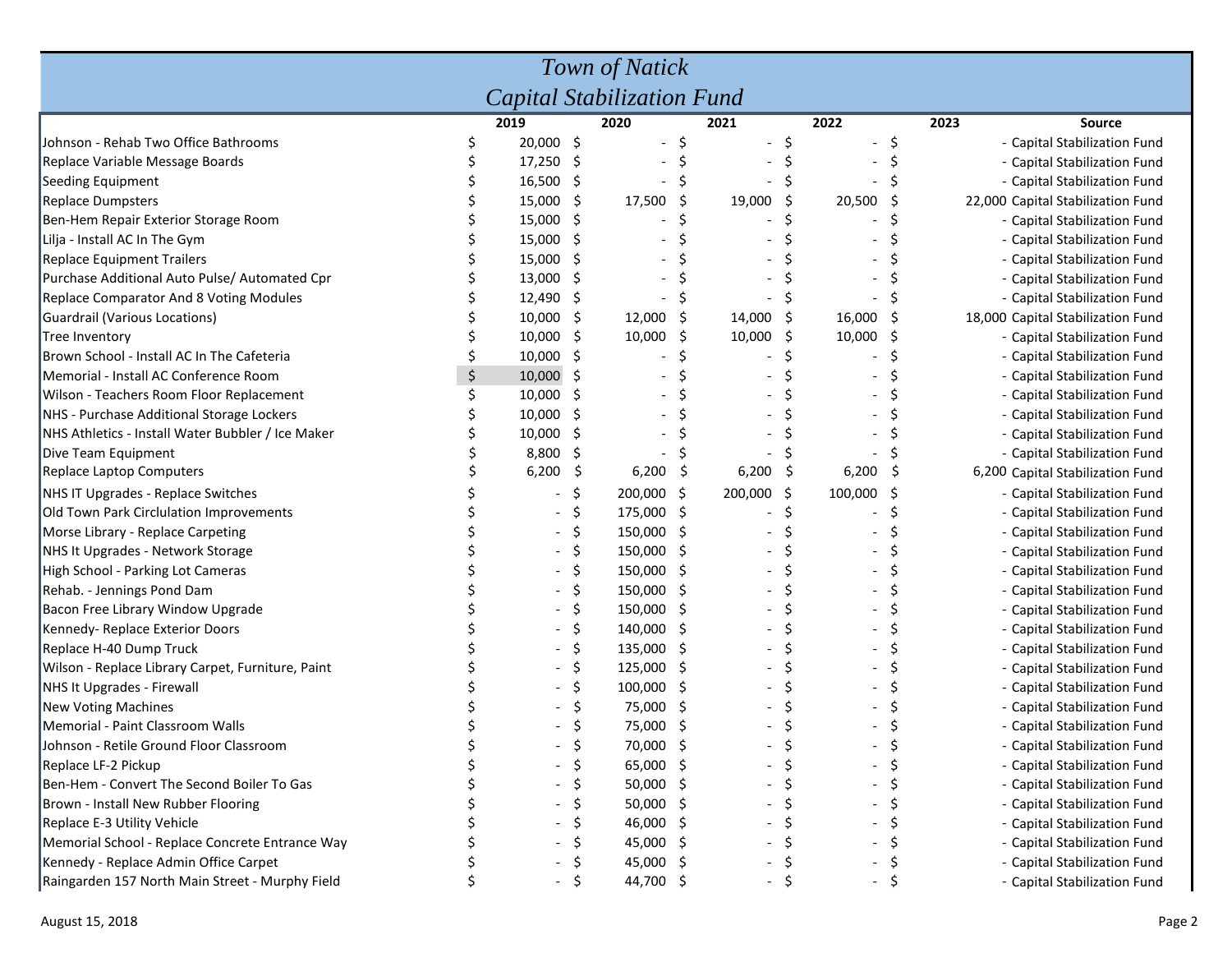# *Town of Natick*
## *Capital Stabilization Fund*

| | 2019 | 2020 | 2021 | 2022 | 2023 | Source |
|---|---|---|---|---|---|---|
| Johnson - Rehab Two Office Bathrooms | $ 20,000 | $ - | $ - | $ - | $ - | Capital Stabilization Fund |
| Replace Variable Message Boards | $ 17,250 | $ - | $ - | $ - | $ - | Capital Stabilization Fund |
| Seeding Equipment | $ 16,500 | $ - | $ - | $ - | $ - | Capital Stabilization Fund |
| Replace Dumpsters | $ 15,000 | $ 17,500 | $ 19,000 | $ 20,500 | $ 22,000 | Capital Stabilization Fund |
| Ben-Hem Repair Exterior Storage Room | $ 15,000 | $ - | $ - | $ - | $ - | Capital Stabilization Fund |
| Lilja - Install AC In The Gym | $ 15,000 | $ - | $ - | $ - | $ - | Capital Stabilization Fund |
| Replace Equipment Trailers | $ 15,000 | $ - | $ - | $ - | $ - | Capital Stabilization Fund |
| Purchase Additional Auto Pulse/ Automated Cpr | $ 13,000 | $ - | $ - | $ - | $ - | Capital Stabilization Fund |
| Replace Comparator And 8 Voting Modules | $ 12,490 | $ - | $ - | $ - | $ - | Capital Stabilization Fund |
| Guardrail (Various Locations) | $ 10,000 | $ 12,000 | $ 14,000 | $ 16,000 | $ 18,000 | Capital Stabilization Fund |
| Tree Inventory | $ 10,000 | $ 10,000 | $ 10,000 | $ 10,000 | $ - | Capital Stabilization Fund |
| Brown School - Install AC In The Cafeteria | $ 10,000 | $ - | $ - | $ - | $ - | Capital Stabilization Fund |
| Memorial - Install AC Conference Room | $ 10,000 | $ - | $ - | $ - | $ - | Capital Stabilization Fund |
| Wilson - Teachers Room Floor Replacement | $ 10,000 | $ - | $ - | $ - | $ - | Capital Stabilization Fund |
| NHS - Purchase Additional Storage Lockers | $ 10,000 | $ - | $ - | $ - | $ - | Capital Stabilization Fund |
| NHS Athletics - Install Water Bubbler / Ice Maker | $ 10,000 | $ - | $ - | $ - | $ - | Capital Stabilization Fund |
| Dive Team Equipment | $ 8,800 | $ - | $ - | $ - | $ - | Capital Stabilization Fund |
| Replace Laptop Computers | $ 6,200 | $ 6,200 | $ 6,200 | $ 6,200 | $ 6,200 | Capital Stabilization Fund |
| NHS IT Upgrades - Replace Switches | $ - | $ 200,000 | $ 200,000 | $ 100,000 | $ - | Capital Stabilization Fund |
| Old Town Park Circulation Improvements | $ - | $ 175,000 | $ - | $ - | $ - | Capital Stabilization Fund |
| Morse Library - Replace Carpeting | $ - | $ 150,000 | $ - | $ - | $ - | Capital Stabilization Fund |
| NHS It Upgrades - Network Storage | $ - | $ 150,000 | $ - | $ - | $ - | Capital Stabilization Fund |
| High School - Parking Lot Cameras | $ - | $ 150,000 | $ - | $ - | $ - | Capital Stabilization Fund |
| Rehab. - Jennings Pond Dam | $ - | $ 150,000 | $ - | $ - | $ - | Capital Stabilization Fund |
| Bacon Free Library Window Upgrade | $ - | $ 150,000 | $ - | $ - | $ - | Capital Stabilization Fund |
| Kennedy- Replace Exterior Doors | $ - | $ 140,000 | $ - | $ - | $ - | Capital Stabilization Fund |
| Replace H-40 Dump Truck | $ - | $ 135,000 | $ - | $ - | $ - | Capital Stabilization Fund |
| Wilson - Replace Library Carpet, Furniture, Paint | $ - | $ 125,000 | $ - | $ - | $ - | Capital Stabilization Fund |
| NHS It Upgrades - Firewall | $ - | $ 100,000 | $ - | $ - | $ - | Capital Stabilization Fund |
| New Voting Machines | $ - | $ 75,000 | $ - | $ - | $ - | Capital Stabilization Fund |
| Memorial - Paint Classroom Walls | $ - | $ 75,000 | $ - | $ - | $ - | Capital Stabilization Fund |
| Johnson - Retile Ground Floor Classroom | $ - | $ 70,000 | $ - | $ - | $ - | Capital Stabilization Fund |
| Replace LF-2 Pickup | $ - | $ 65,000 | $ - | $ - | $ - | Capital Stabilization Fund |
| Ben-Hem - Convert The Second Boiler To Gas | $ - | $ 50,000 | $ - | $ - | $ - | Capital Stabilization Fund |
| Brown - Install New Rubber Flooring | $ - | $ 50,000 | $ - | $ - | $ - | Capital Stabilization Fund |
| Replace E-3 Utility Vehicle | $ - | $ 46,000 | $ - | $ - | $ - | Capital Stabilization Fund |
| Memorial School - Replace Concrete Entrance Way | $ - | $ 45,000 | $ - | $ - | $ - | Capital Stabilization Fund |
| Kennedy - Replace Admin Office Carpet | $ - | $ 45,000 | $ - | $ - | $ - | Capital Stabilization Fund |
| Raingarden 157 North Main Street - Murphy Field | $ - | $ 44,700 | $ - | $ - | $ - | Capital Stabilization Fund |

August 15, 2018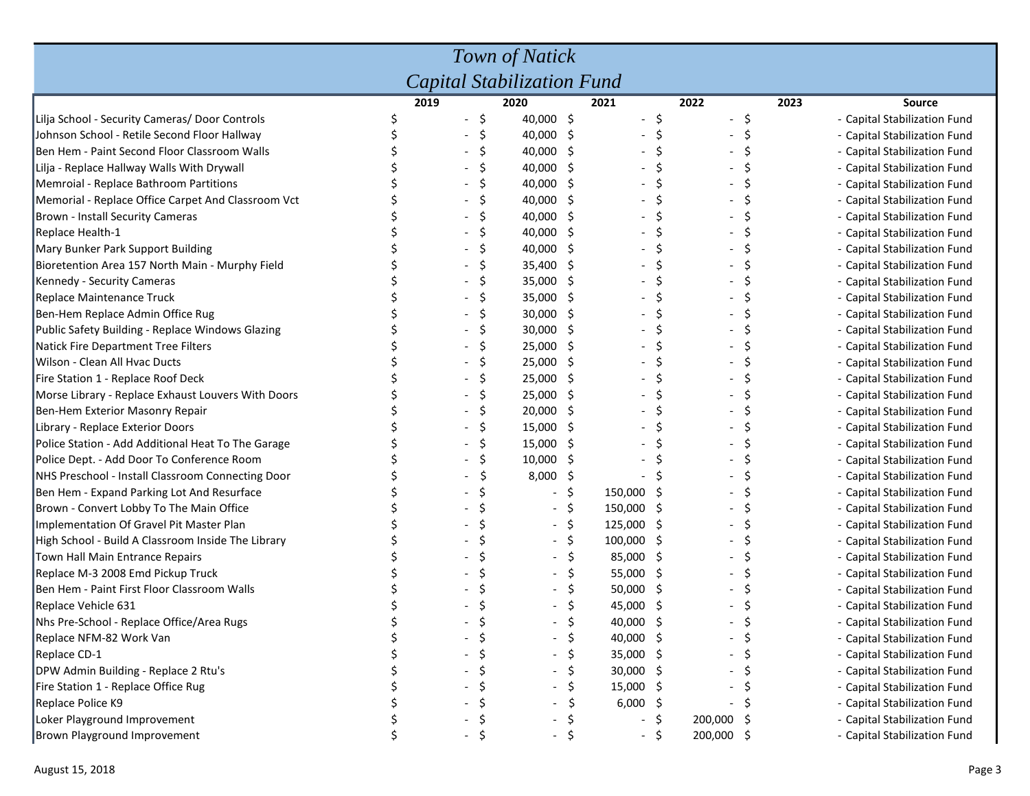# Town of Natick

## Capital Stabilization Fund

| | 2019 | 2020 | 2021 | 2022 | 2023 | Source |
|---|---|---|---|---|---|---|
| Lilja School - Security Cameras/ Door Controls | $ - | $ 40,000 | $ - | $ - | $ - | Capital Stabilization Fund |
| Johnson School - Retile Second Floor Hallway | $ - | $ 40,000 | $ - | $ - | $ - | Capital Stabilization Fund |
| Ben Hem - Paint Second Floor Classroom Walls | $ - | $ 40,000 | $ - | $ - | $ - | Capital Stabilization Fund |
| Lilja - Replace Hallway Walls With Drywall | $ - | $ 40,000 | $ - | $ - | $ - | Capital Stabilization Fund |
| Memroial - Replace Bathroom Partitions | $ - | $ 40,000 | $ - | $ - | $ - | Capital Stabilization Fund |
| Memorial - Replace Office Carpet And Classroom Vct | $ - | $ 40,000 | $ - | $ - | $ - | Capital Stabilization Fund |
| Brown - Install Security Cameras | $ - | $ 40,000 | $ - | $ - | $ - | Capital Stabilization Fund |
| Replace Health-1 | $ - | $ 40,000 | $ - | $ - | $ - | Capital Stabilization Fund |
| Mary Bunker Park Support Building | $ - | $ 40,000 | $ - | $ - | $ - | Capital Stabilization Fund |
| Bioretention Area 157 North Main - Murphy Field | $ - | $ 35,400 | $ - | $ - | $ - | Capital Stabilization Fund |
| Kennedy - Security Cameras | $ - | $ 35,000 | $ - | $ - | $ - | Capital Stabilization Fund |
| Replace Maintenance Truck | $ - | $ 35,000 | $ - | $ - | $ - | Capital Stabilization Fund |
| Ben-Hem Replace Admin Office Rug | $ - | $ 30,000 | $ - | $ - | $ - | Capital Stabilization Fund |
| Public Safety Building - Replace Windows Glazing | $ - | $ 30,000 | $ - | $ - | $ - | Capital Stabilization Fund |
| Natick Fire Department Tree Filters | $ - | $ 25,000 | $ - | $ - | $ - | Capital Stabilization Fund |
| Wilson - Clean All Hvac Ducts | $ - | $ 25,000 | $ - | $ - | $ - | Capital Stabilization Fund |
| Fire Station 1 - Replace Roof Deck | $ - | $ 25,000 | $ - | $ - | $ - | Capital Stabilization Fund |
| Morse Library - Replace Exhaust Louvers With Doors | $ - | $ 25,000 | $ - | $ - | $ - | Capital Stabilization Fund |
| Ben-Hem Exterior Masonry Repair | $ - | $ 20,000 | $ - | $ - | $ - | Capital Stabilization Fund |
| Library - Replace Exterior Doors | $ - | $ 15,000 | $ - | $ - | $ - | Capital Stabilization Fund |
| Police Station - Add Additional Heat To The Garage | $ - | $ 15,000 | $ - | $ - | $ - | Capital Stabilization Fund |
| Police Dept. - Add Door To Conference Room | $ - | $ 10,000 | $ - | $ - | $ - | Capital Stabilization Fund |
| NHS Preschool - Install Classroom Connecting Door | $ - | $ 8,000 | $ - | $ - | $ - | Capital Stabilization Fund |
| Ben Hem - Expand Parking Lot And Resurface | $ - | $ - | $ 150,000 | $ - | $ - | Capital Stabilization Fund |
| Brown - Convert Lobby To The Main Office | $ - | $ - | $ 150,000 | $ - | $ - | Capital Stabilization Fund |
| Implementation Of Gravel Pit Master Plan | $ - | $ - | $ 125,000 | $ - | $ - | Capital Stabilization Fund |
| High School - Build A Classroom Inside The Library | $ - | $ - | $ 100,000 | $ - | $ - | Capital Stabilization Fund |
| Town Hall Main Entrance Repairs | $ - | $ - | $ 85,000 | $ - | $ - | Capital Stabilization Fund |
| Replace M-3 2008 Emd Pickup Truck | $ - | $ - | $ 55,000 | $ - | $ - | Capital Stabilization Fund |
| Ben Hem - Paint First Floor Classroom Walls | $ - | $ - | $ 50,000 | $ - | $ - | Capital Stabilization Fund |
| Replace Vehicle 631 | $ - | $ - | $ 45,000 | $ - | $ - | Capital Stabilization Fund |
| Nhs Pre-School - Replace Office/Area Rugs | $ - | $ - | $ 40,000 | $ - | $ - | Capital Stabilization Fund |
| Replace NFM-82 Work Van | $ - | $ - | $ 40,000 | $ - | $ - | Capital Stabilization Fund |
| Replace CD-1 | $ - | $ - | $ 35,000 | $ - | $ - | Capital Stabilization Fund |
| DPW Admin Building - Replace 2 Rtu's | $ - | $ - | $ 30,000 | $ - | $ - | Capital Stabilization Fund |
| Fire Station 1 - Replace Office Rug | $ - | $ - | $ 15,000 | $ - | $ - | Capital Stabilization Fund |
| Replace Police K9 | $ - | $ - | $ 6,000 | $ - | $ - | Capital Stabilization Fund |
| Loker Playground Improvement | $ - | $ - | $ - | $ 200,000 | $ - | Capital Stabilization Fund |
| Brown Playground Improvement | $ - | $ - | $ - | $ 200,000 | $ - | Capital Stabilization Fund |

August 15, 2018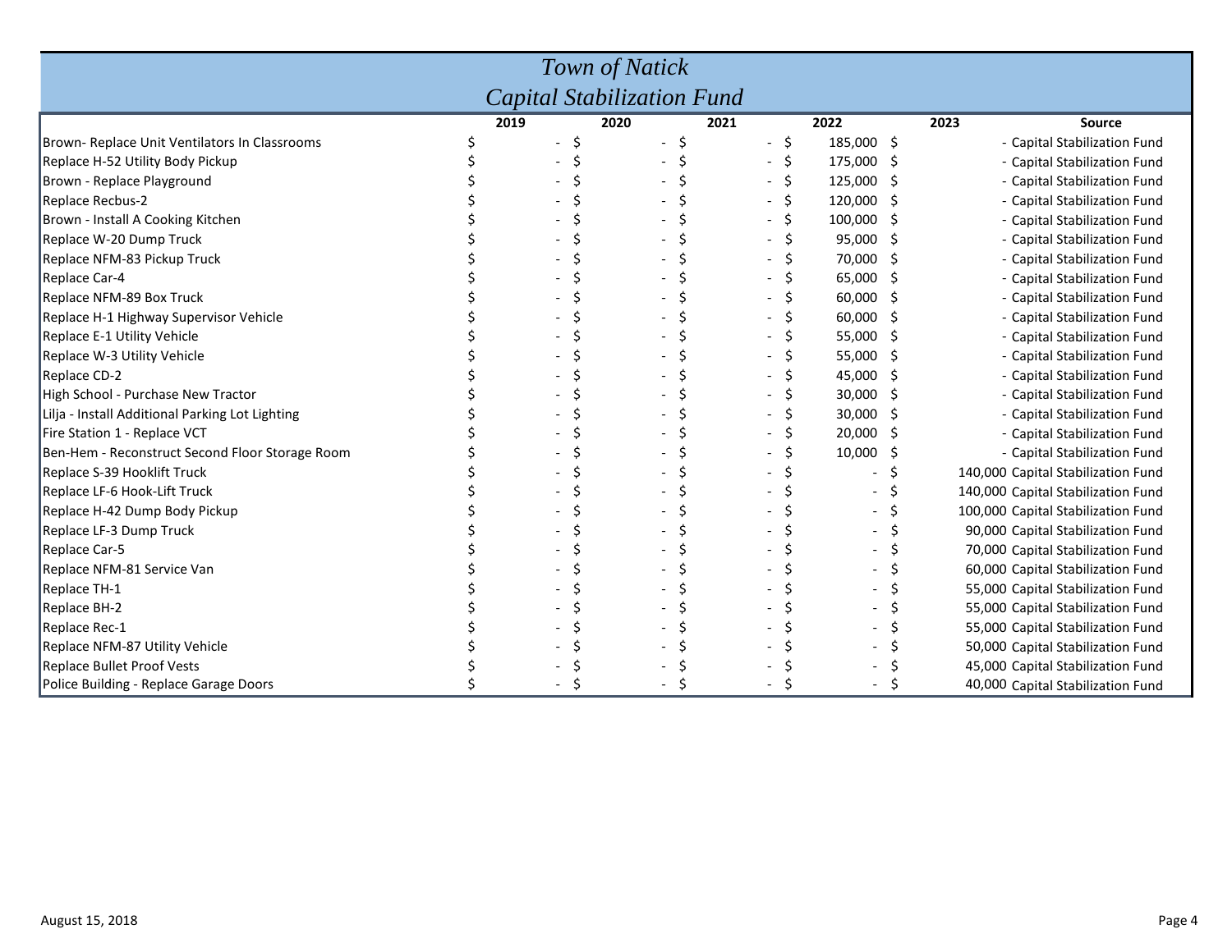# *Town of Natick*

## *Capital Stabilization Fund*

| | 2019 | 2020 | 2021 | 2022 | 2023 | Source |
|---|---|---|---|---|---|---|
| Brown- Replace Unit Ventilators In Classrooms | $ - | $ - | $ - | $ 185,000 | $ - | Capital Stabilization Fund |
| Replace H-52 Utility Body Pickup | $ - | $ - | $ - | $ 175,000 | $ - | Capital Stabilization Fund |
| Brown - Replace Playground | $ - | $ - | $ - | $ 125,000 | $ - | Capital Stabilization Fund |
| Replace Recbus-2 | $ - | $ - | $ - | $ 120,000 | $ - | Capital Stabilization Fund |
| Brown - Install A Cooking Kitchen | $ - | $ - | $ - | $ 100,000 | $ - | Capital Stabilization Fund |
| Replace W-20 Dump Truck | $ - | $ - | $ - | $ 95,000 | $ - | Capital Stabilization Fund |
| Replace NFM-83 Pickup Truck | $ - | $ - | $ - | $ 70,000 | $ - | Capital Stabilization Fund |
| Replace Car-4 | $ - | $ - | $ - | $ 65,000 | $ - | Capital Stabilization Fund |
| Replace NFM-89 Box Truck | $ - | $ - | $ - | $ 60,000 | $ - | Capital Stabilization Fund |
| Replace H-1 Highway Supervisor Vehicle | $ - | $ - | $ - | $ 60,000 | $ - | Capital Stabilization Fund |
| Replace E-1 Utility Vehicle | $ - | $ - | $ - | $ 55,000 | $ - | Capital Stabilization Fund |
| Replace W-3 Utility Vehicle | $ - | $ - | $ - | $ 55,000 | $ - | Capital Stabilization Fund |
| Replace CD-2 | $ - | $ - | $ - | $ 45,000 | $ - | Capital Stabilization Fund |
| High School - Purchase New Tractor | $ - | $ - | $ - | $ 30,000 | $ - | Capital Stabilization Fund |
| Lilja - Install Additional Parking Lot Lighting | $ - | $ - | $ - | $ 30,000 | $ - | Capital Stabilization Fund |
| Fire Station 1 - Replace VCT | $ - | $ - | $ - | $ 20,000 | $ - | Capital Stabilization Fund |
| Ben-Hem - Reconstruct Second Floor Storage Room | $ - | $ - | $ - | $ 10,000 | $ - | Capital Stabilization Fund |
| Replace S-39 Hooklift Truck | $ - | $ - | $ - | $ - | $ 140,000 | Capital Stabilization Fund |
| Replace LF-6 Hook-Lift Truck | $ - | $ - | $ - | $ - | $ 140,000 | Capital Stabilization Fund |
| Replace H-42 Dump Body Pickup | $ - | $ - | $ - | $ - | $ 100,000 | Capital Stabilization Fund |
| Replace LF-3 Dump Truck | $ - | $ - | $ - | $ - | $ 90,000 | Capital Stabilization Fund |
| Replace Car-5 | $ - | $ - | $ - | $ - | $ 70,000 | Capital Stabilization Fund |
| Replace NFM-81 Service Van | $ - | $ - | $ - | $ - | $ 60,000 | Capital Stabilization Fund |
| Replace TH-1 | $ - | $ - | $ - | $ - | $ 55,000 | Capital Stabilization Fund |
| Replace BH-2 | $ - | $ - | $ - | $ - | $ 55,000 | Capital Stabilization Fund |
| Replace Rec-1 | $ - | $ - | $ - | $ - | $ 55,000 | Capital Stabilization Fund |
| Replace NFM-87 Utility Vehicle | $ - | $ - | $ - | $ - | $ 50,000 | Capital Stabilization Fund |
| Replace Bullet Proof Vests | $ - | $ - | $ - | $ - | $ 45,000 | Capital Stabilization Fund |
| Police Building - Replace Garage Doors | $ - | $ - | $ - | $ - | $ 40,000 | Capital Stabilization Fund |

August 15, 2018